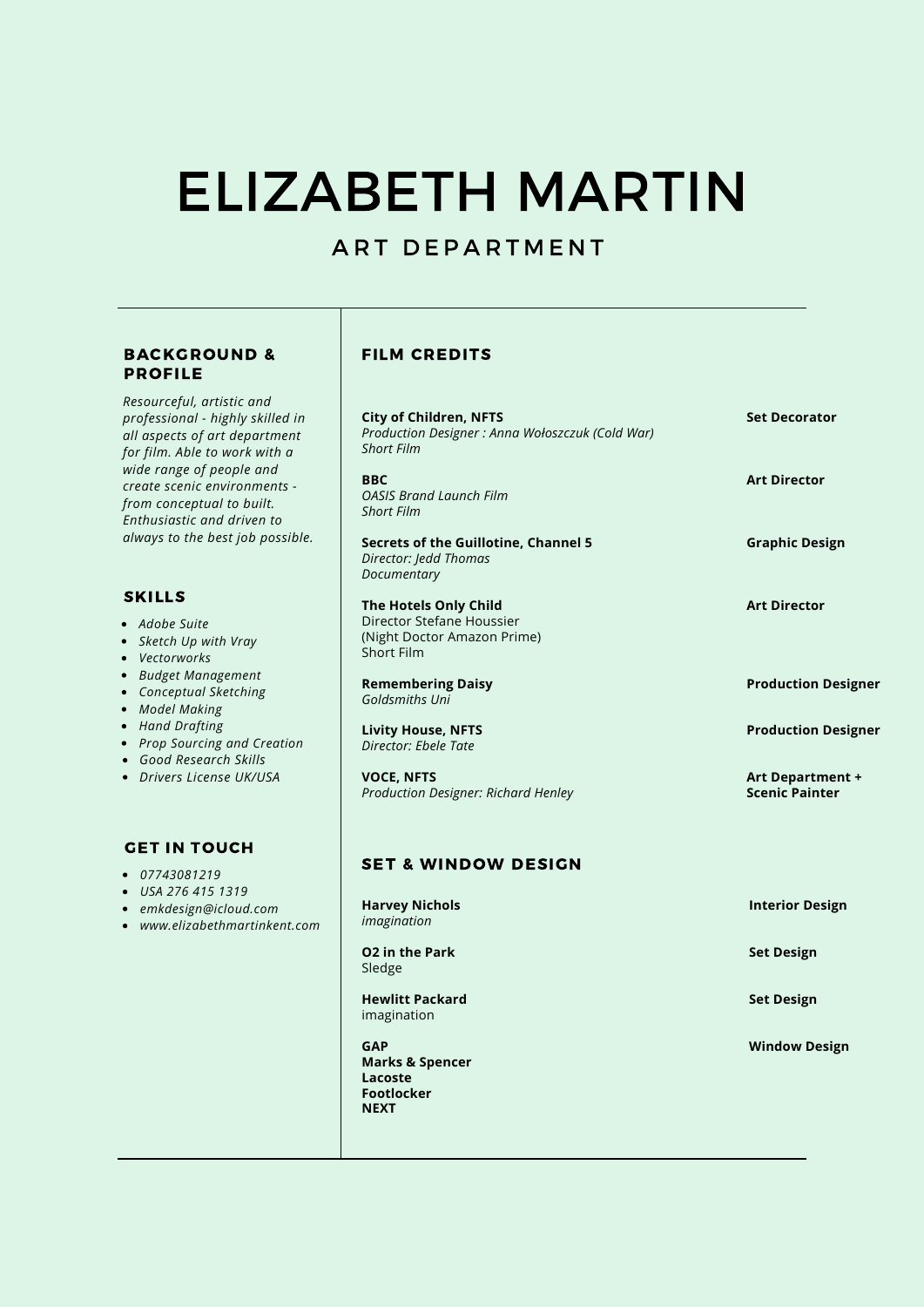# ELIZABETH MARTIN

## ART DEPARTMENT

### BACKGROUND & PROFILE

*Resourceful, artistic and professional - highly skilled in all aspects of art department for film. Able to work with a wide range of people and create scenic environments - from conceptual to built. Enthusiastic and driven to always to the best job possible.*

### SKILLS

- *Adobe Suite*
- *Sketch Up with Vray*
- *Vectorworks*
- *Budget Management*
- *Conceptual Sketching*
- *Model Making*
- *Hand Drafting*
- *Prop Sourcing and Creation*
- *Good Research Skills*
- *Drivers License UK/USA*

### GET IN TOUCH

- *07743081219*
- *USA 276 415 1319*
- *emkdesign@icloud.com*
- *www.elizabethmartinkent.com*

### FILM CREDITS

**City of Children, NFTS** — **Set Decorator**
*Production Designer : Anna Wołoszczuk (Cold War)*
*Short Film*

**BBC** — **Art Director**
*OASIS Brand Launch Film*
*Short Film*

**Secrets of the Guillotine, Channel 5** — **Graphic Design**
*Director: Jedd Thomas*
*Documentary*

**The Hotels Only Child** — **Art Director**
Director Stefane Houssier
(Night Doctor Amazon Prime)
Short Film

**Remembering Daisy** — **Production Designer**
*Goldsmiths Uni*

**Livity House, NFTS** — **Production Designer**
*Director: Ebele Tate*

**VOCE, NFTS** — **Art Department + Scenic Painter**
*Production Designer: Richard Henley*

### SET & WINDOW DESIGN

**Harvey Nichols** — **Interior Design**
*imagination*

**O2 in the Park** — **Set Design**
Sledge

**Hewlitt Packard** — **Set Design**
imagination

**GAP** — **Window Design**
**Marks & Spencer**
**Lacoste**
**Footlocker**
**NEXT**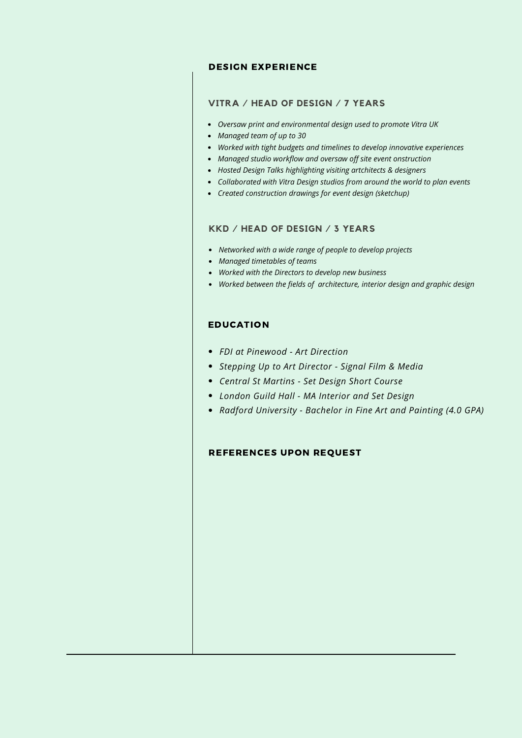## DESIGN EXPERIENCE

### VITRA / HEAD OF DESIGN / 7 YEARS

- *Oversaw print and environmental design used to promote Vitra UK*
- *Managed team of up to 30*
- *Worked with tight budgets and timelines to develop innovative experiences*
- *Managed studio workflow and oversaw off site event onstruction*
- *Hosted Design Talks highlighting visiting artchitects & designers*
- *Collaborated with Vitra Design studios from around the world to plan events*
- *Created construction drawings for event design (sketchup)*

### KKD / HEAD OF DESIGN / 3 YEARS

- *Networked with a wide range of people to develop projects*
- *Managed timetables of teams*
- *Worked with the Directors to develop new business*
- *Worked between the fields of architecture, interior design and graphic design*

## EDUCATION

- *FDI at Pinewood - Art Direction*
- *Stepping Up to Art Director - Signal Film & Media*
- *Central St Martins - Set Design Short Course*
- *London Guild Hall - MA Interior and Set Design*
- *Radford University - Bachelor in Fine Art and Painting (4.0 GPA)*

## REFERENCES UPON REQUEST